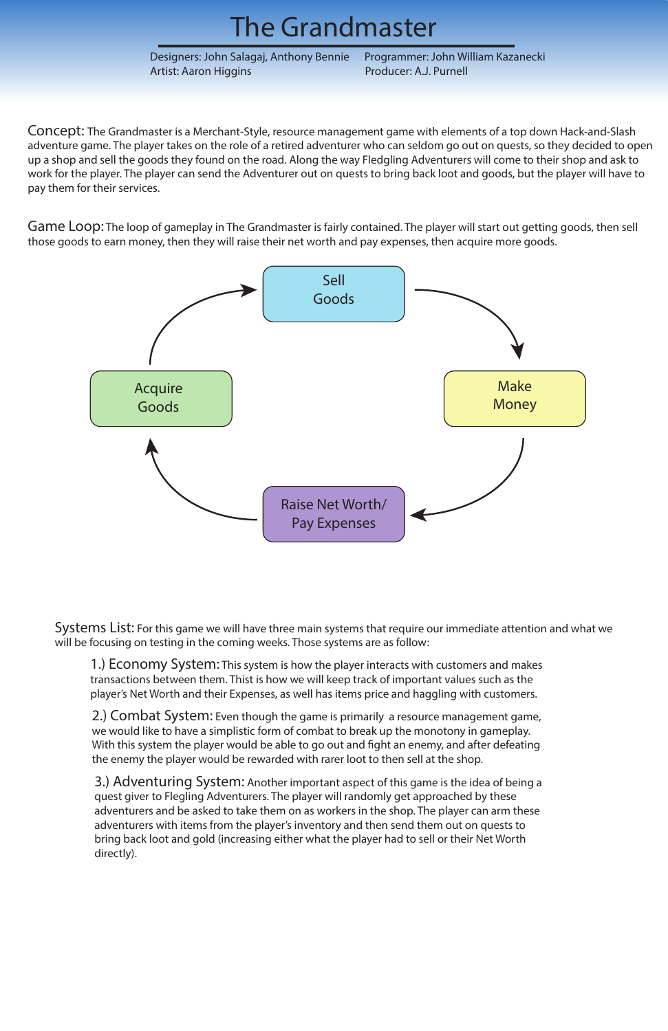# The Grandmaster

Designers: John Salagaj, Anthony Bennie
Artist: Aaron Higgins
Programmer: John William Kazanecki
Producer: A.J. Purnell

**Concept:** The Grandmaster is a Merchant-Style, resource management game with elements of a top down Hack-and-Slash adventure game. The player takes on the role of a retired adventurer who can seldom go out on quests, so they decided to open up a shop and sell the goods they found on the road. Along the way Fledgling Adventurers will come to their shop and ask to work for the player. The player can send the Adventurer out on quests to bring back loot and goods, but the player will have to pay them for their services.

**Game Loop:** The loop of gameplay in The Grandmaster is fairly contained. The player will start out getting goods, then sell those goods to earn money, then they will raise their net worth and pay expenses, then acquire more goods.

Sell Goods → Make Money → Raise Net Worth/ Pay Expenses → Acquire Goods → Sell Goods

**Systems List:** For this game we will have three main systems that require our immediate attention and what we will be focusing on testing in the coming weeks. Those systems are as follow:

1.) **Economy System:** This system is how the player interacts with customers and makes transactions between them. Thist is how we will keep track of important values such as the player's Net Worth and their Expenses, as well has items price and haggling with customers.

2.) **Combat System:** Even though the game is primarily a resource management game, we would like to have a simplistic form of combat to break up the monotony in gameplay. With this system the player would be able to go out and fight an enemy, and after defeating the enemy the player would be rewarded with rarer loot to then sell at the shop.

3.) **Adventuring System:** Another important aspect of this game is the idea of being a quest giver to Flegling Adventurers. The player will randomly get approached by these adventurers and be asked to take them on as workers in the shop. The player can arm these adventurers with items from the player's inventory and then send them out on quests to bring back loot and gold (increasing either what the player had to sell or their Net Worth directly).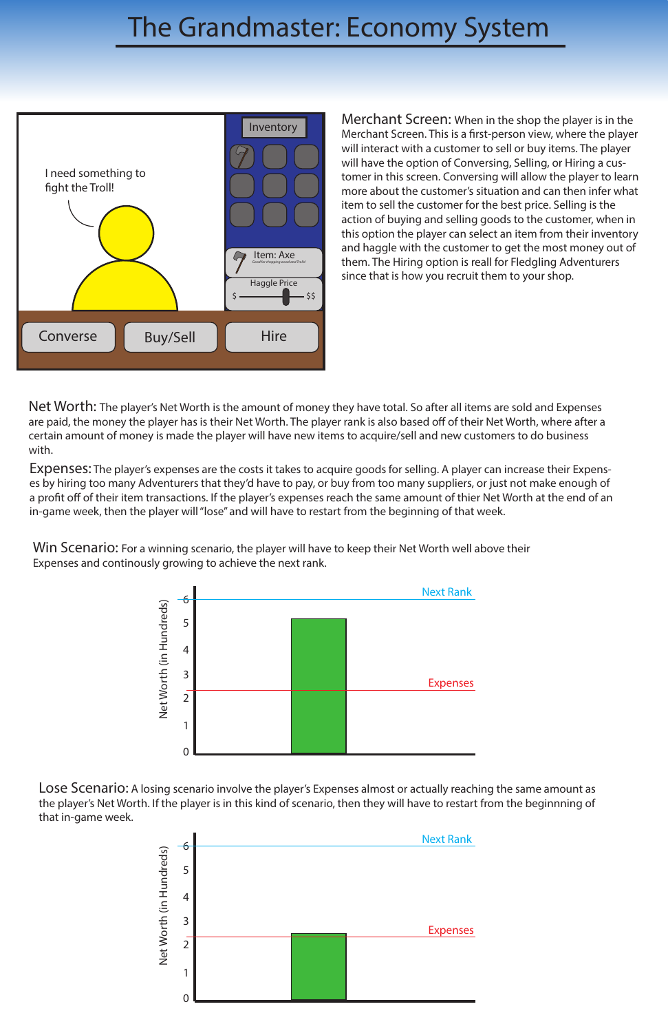# The Grandmaster: Economy System

Merchant Screen: When in the shop the player is in the Merchant Screen. This is a first-person view, where the player will interact with a customer to sell or buy items. The player will have the option of Conversing, Selling, or Hiring a customer in this screen. Conversing will allow the player to learn more about the customer's situation and can then infer what item to sell the customer for the best price. Selling is the action of buying and selling goods to the customer, when in this option the player can select an item from their inventory and haggle with the customer to get the most money out of them. The Hiring option is reall for Fledgling Adventurers since that is how you recruit them to your shop.

Net Worth: The player's Net Worth is the amount of money they have total. So after all items are sold and Expenses are paid, the money the player has is their Net Worth. The player rank is also based off of their Net Worth, where after a certain amount of money is made the player will have new items to acquire/sell and new customers to do business with.

Expenses: The player's expenses are the costs it takes to acquire goods for selling. A player can increase their Expenses by hiring too many Adventurers that they'd have to pay, or buy from too many suppliers, or just not make enough of a profit off of their item transactions. If the player's expenses reach the same amount of thier Net Worth at the end of an in-game week, then the player will "lose" and will have to restart from the beginning of that week.

Win Scenario: For a winning scenario, the player will have to keep their Net Worth well above their Expenses and continously growing to achieve the next rank.

Lose Scenario: A losing scenario involve the player's Expenses almost or actually reaching the same amount as the player's Net Worth. If the player is in this kind of scenario, then they will have to restart from the beginning of that in-game week.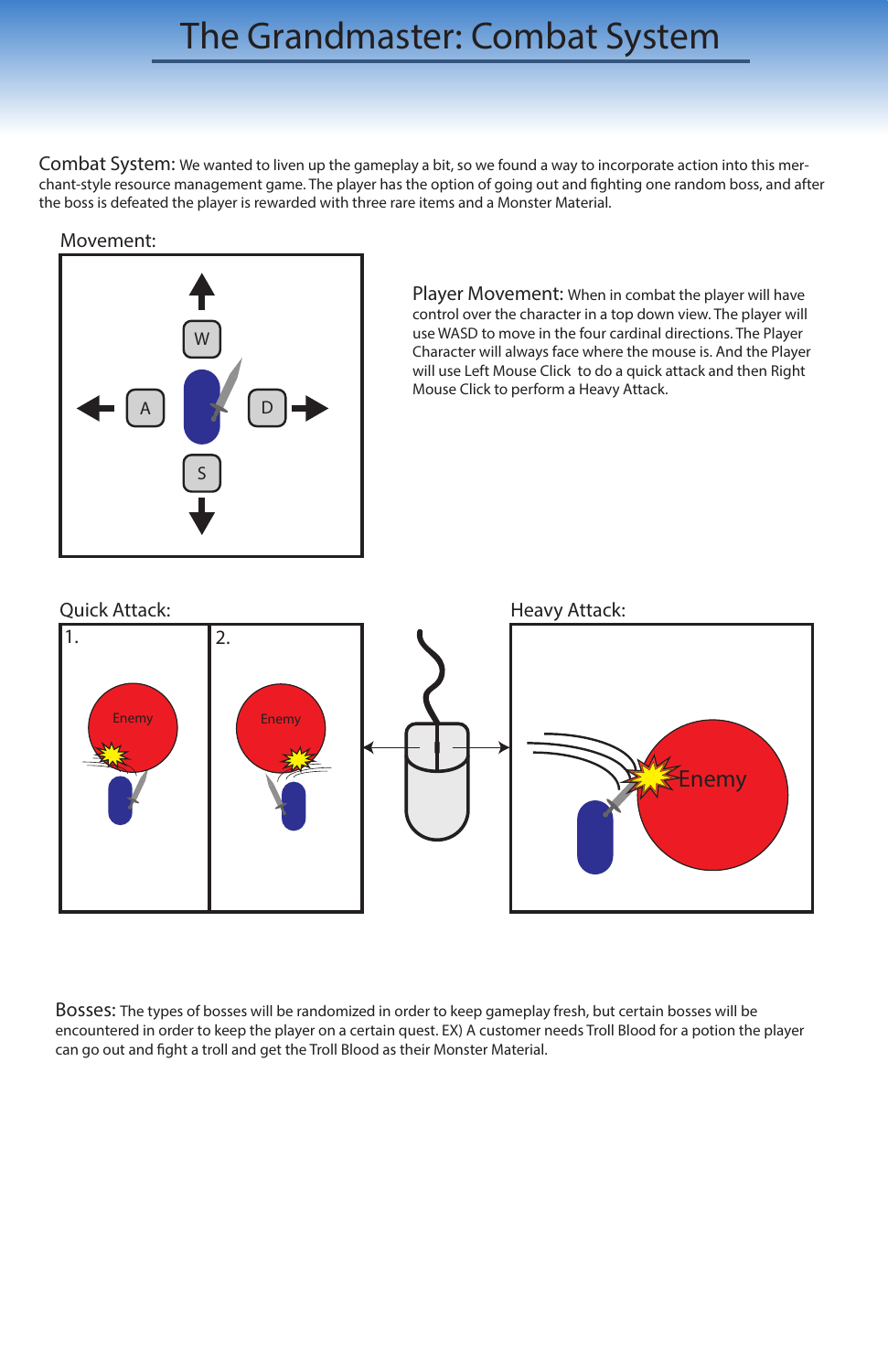# The Grandmaster: Combat System

**Combat System:** We wanted to liven up the gameplay a bit, so we found a way to incorporate action into this merchant-style resource management game. The player has the option of going out and fighting one random boss, and after the boss is defeated the player is rewarded with three rare items and a Monster Material.

Movement:

**Player Movement:** When in combat the player will have control over the character in a top down view. The player will use WASD to move in the four cardinal directions. The Player Character will always face where the mouse is. And the Player will use Left Mouse Click to do a quick attack and then Right Mouse Click to perform a Heavy Attack.

Quick Attack:

Heavy Attack:

**Bosses:** The types of bosses will be randomized in order to keep gameplay fresh, but certain bosses will be encountered in order to keep the player on a certain quest. EX) A customer needs Troll Blood for a potion the player can go out and fight a troll and get the Troll Blood as their Monster Material.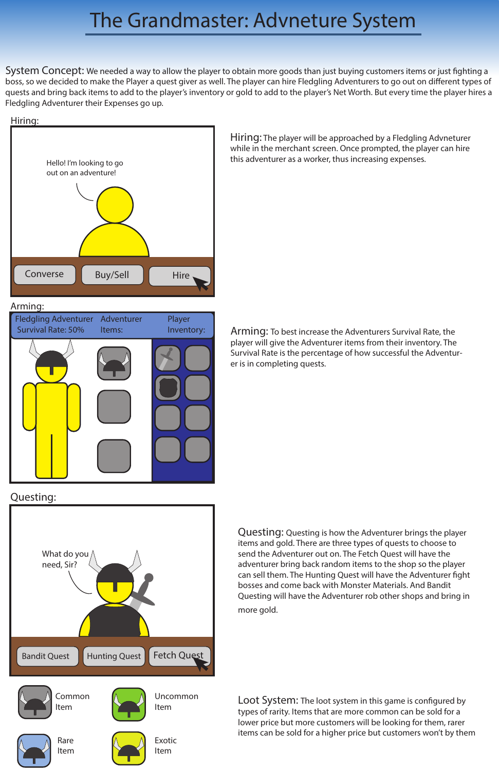# The Grandmaster: Advneture System

**System Concept:** We needed a way to allow the player to obtain more goods than just buying customers items or just fighting a boss, so we decided to make the Player a quest giver as well. The player can hire Fledgling Adventurers to go out on different types of quests and bring back items to add to the player's inventory or gold to add to the player's Net Worth. But every time the player hires a Fledgling Adventurer their Expenses go up.

Hiring:

Hello! I'm looking to go out on an adventure!

Converse

Buy/Sell

Hire

**Hiring:** The player will be approached by a Fledgling Advneturer while in the merchant screen. Once prompted, the player can hire this adventurer as a worker, thus increasing expenses.

Arming:

Fledgling Adventurer Survival Rate: 50%

Adventurer Items:

Player Inventory:

**Arming:** To best increase the Adventurers Survival Rate, the player will give the Adventurer items from their inventory. The Survival Rate is the percentage of how successful the Adventurer is in completing quests.

Questing:

What do you need, Sir?

Bandit Quest

Hunting Quest

Fetch Quest

**Questing:** Questing is how the Adventurer brings the player items and gold. There are three types of quests to choose to send the Adventurer out on. The Fetch Quest will have the adventurer bring back random items to the shop so the player can sell them. The Hunting Quest will have the Adventurer fight bosses and come back with Monster Materials. And Bandit Questing will have the Adventurer rob other shops and bring in more gold.

Common Item

Uncommon Item

Rare Item

Exotic Item

**Loot System:** The loot system in this game is configured by types of rarity. Items that are more common can be sold for a lower price but more customers will be looking for them, rarer items can be sold for a higher price but customers won't by them